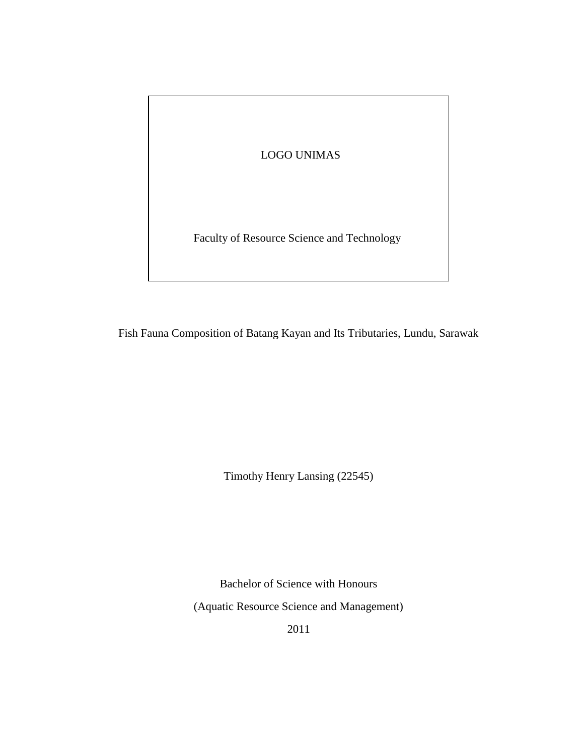LOGO UNIMAS

Faculty of Resource Science and Technology

# Fish Fauna Composition of Batang Kayan and Its Tributaries, Lundu, Sarawak

Timothy Henry Lansing (22545)

Bachelor of Science with Honours

(Aquatic Resource Science and Management)

2011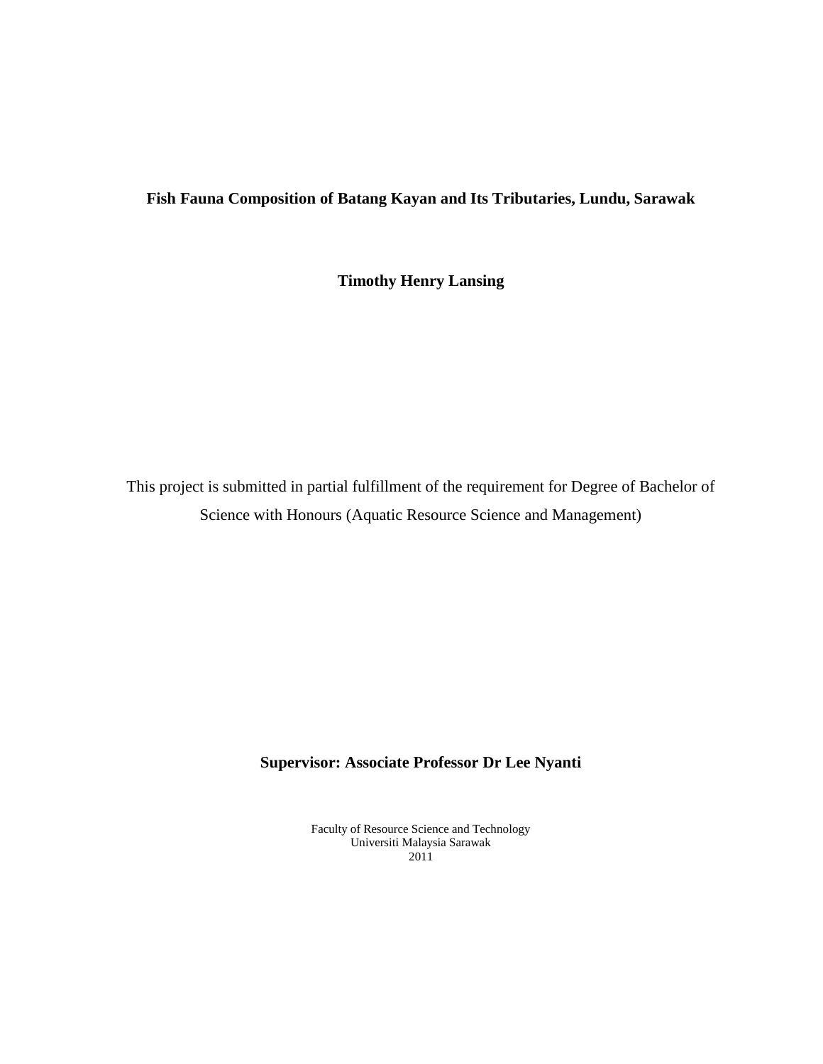**Fish Fauna Composition of Batang Kayan and Its Tributaries, Lundu, Sarawak**

**Timothy Henry Lansing**

This project is submitted in partial fulfillment of the requirement for Degree of Bachelor of Science with Honours (Aquatic Resource Science and Management)

**Supervisor: Associate Professor Dr Lee Nyanti**

Faculty of Resource Science and Technology
Universiti Malaysia Sarawak
2011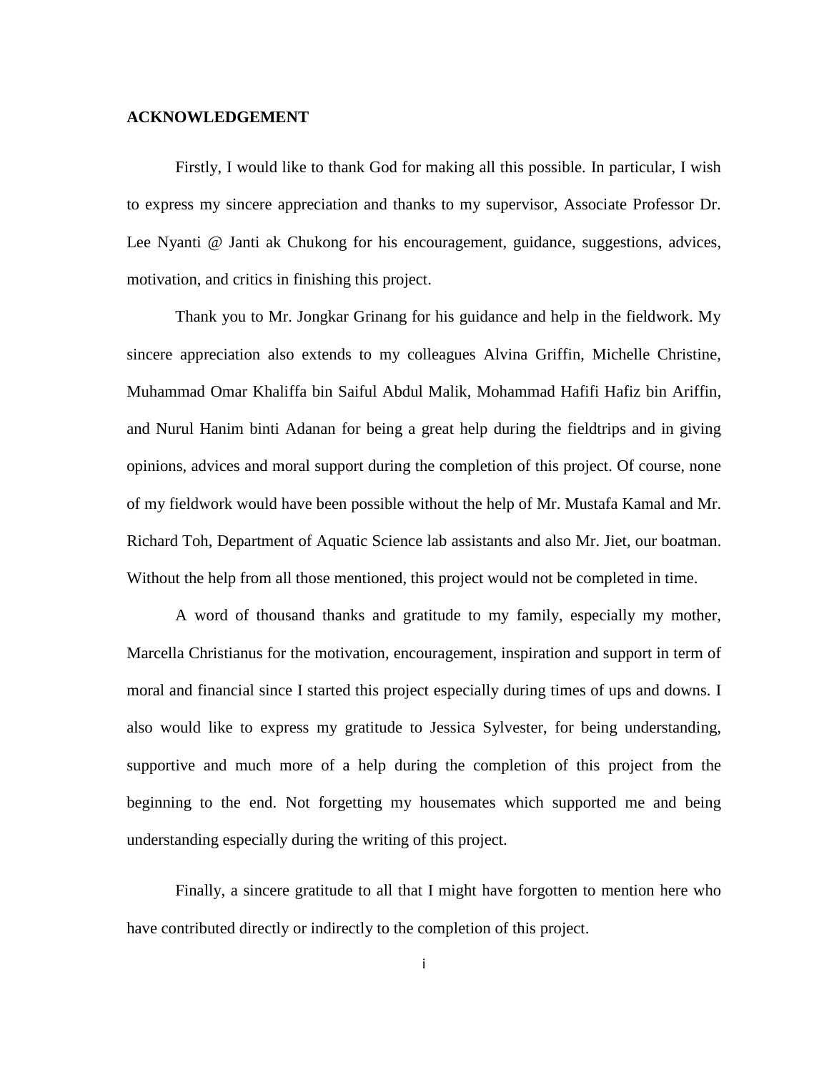# ACKNOWLEDGEMENT

Firstly, I would like to thank God for making all this possible. In particular, I wish to express my sincere appreciation and thanks to my supervisor, Associate Professor Dr. Lee Nyanti @ Janti ak Chukong for his encouragement, guidance, suggestions, advices, motivation, and critics in finishing this project.

Thank you to Mr. Jongkar Grinang for his guidance and help in the fieldwork. My sincere appreciation also extends to my colleagues Alvina Griffin, Michelle Christine, Muhammad Omar Khaliffa bin Saiful Abdul Malik, Mohammad Hafifi Hafiz bin Ariffin, and Nurul Hanim binti Adanan for being a great help during the fieldtrips and in giving opinions, advices and moral support during the completion of this project. Of course, none of my fieldwork would have been possible without the help of Mr. Mustafa Kamal and Mr. Richard Toh, Department of Aquatic Science lab assistants and also Mr. Jiet, our boatman. Without the help from all those mentioned, this project would not be completed in time.

A word of thousand thanks and gratitude to my family, especially my mother, Marcella Christianus for the motivation, encouragement, inspiration and support in term of moral and financial since I started this project especially during times of ups and downs. I also would like to express my gratitude to Jessica Sylvester, for being understanding, supportive and much more of a help during the completion of this project from the beginning to the end. Not forgetting my housemates which supported me and being understanding especially during the writing of this project.

Finally, a sincere gratitude to all that I might have forgotten to mention here who have contributed directly or indirectly to the completion of this project.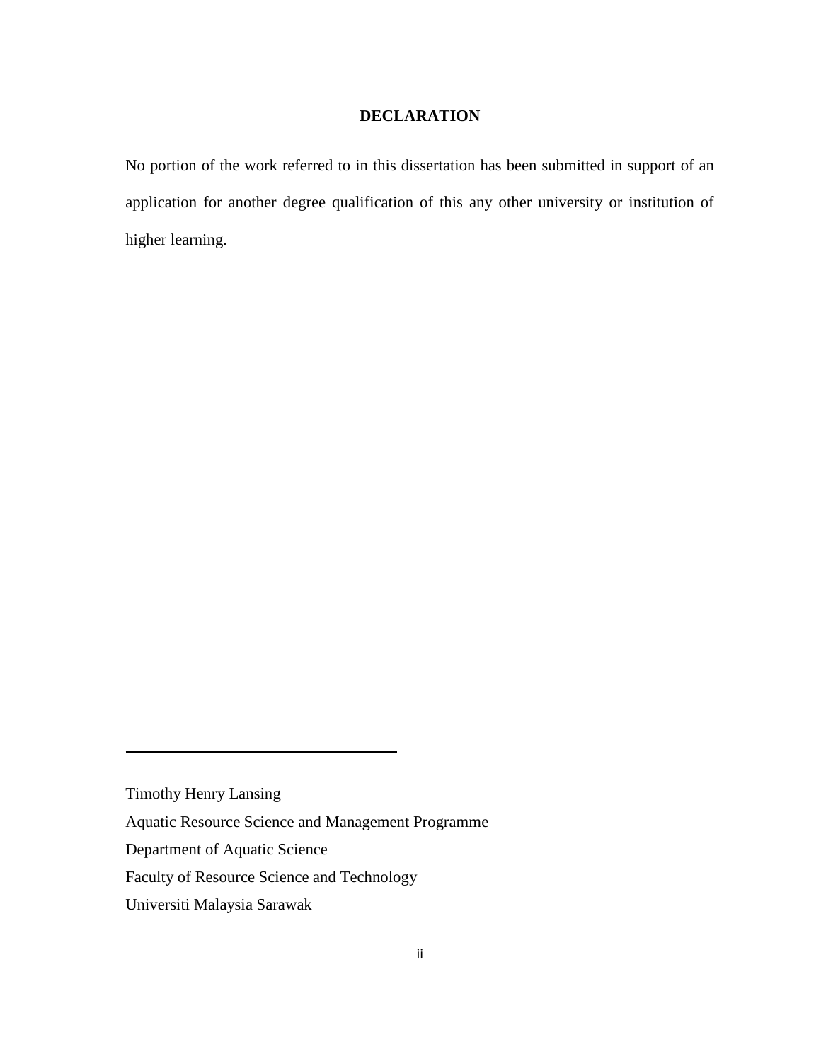# DECLARATION

No portion of the work referred to in this dissertation has been submitted in support of an application for another degree qualification of this any other university or institution of higher learning.

\_\_\_\_\_\_\_\_\_\_\_\_\_\_\_\_\_\_\_\_\_\_\_\_\_\_\_\_\_\_\_\_

Timothy Henry Lansing

Aquatic Resource Science and Management Programme

Department of Aquatic Science

Faculty of Resource Science and Technology

Universiti Malaysia Sarawak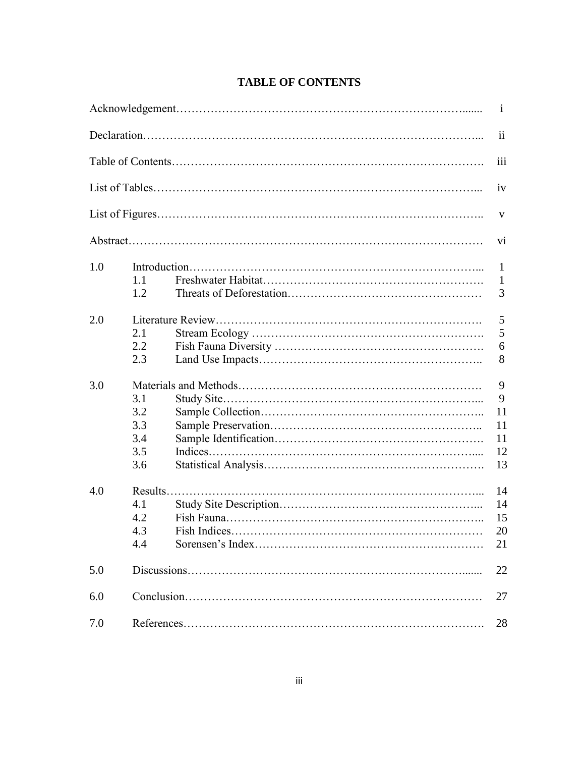# TABLE OF CONTENTS

| | | | |
|---|---|---|---|
| Acknowledgement | | | i |
| Declaration | | | ii |
| Table of Contents | | | iii |
| List of Tables | | | iv |
| List of Figures | | | v |
| Abstract | | | vi |
| 1.0 | Introduction | | 1 |
| | 1.1 | Freshwater Habitat | 1 |
| | 1.2 | Threats of Deforestation | 3 |
| 2.0 | Literature Review | | 5 |
| | 2.1 | Stream Ecology | 5 |
| | 2.2 | Fish Fauna Diversity | 6 |
| | 2.3 | Land Use Impacts | 8 |
| 3.0 | Materials and Methods | | 9 |
| | 3.1 | Study Site | 9 |
| | 3.2 | Sample Collection | 11 |
| | 3.3 | Sample Preservation | 11 |
| | 3.4 | Sample Identification | 11 |
| | 3.5 | Indices | 12 |
| | 3.6 | Statistical Analysis | 13 |
| 4.0 | Results | | 14 |
| | 4.1 | Study Site Description | 14 |
| | 4.2 | Fish Fauna | 15 |
| | 4.3 | Fish Indices | 20 |
| | 4.4 | Sorensen's Index | 21 |
| 5.0 | Discussions | | 22 |
| 6.0 | Conclusion | | 27 |
| 7.0 | References | | 28 |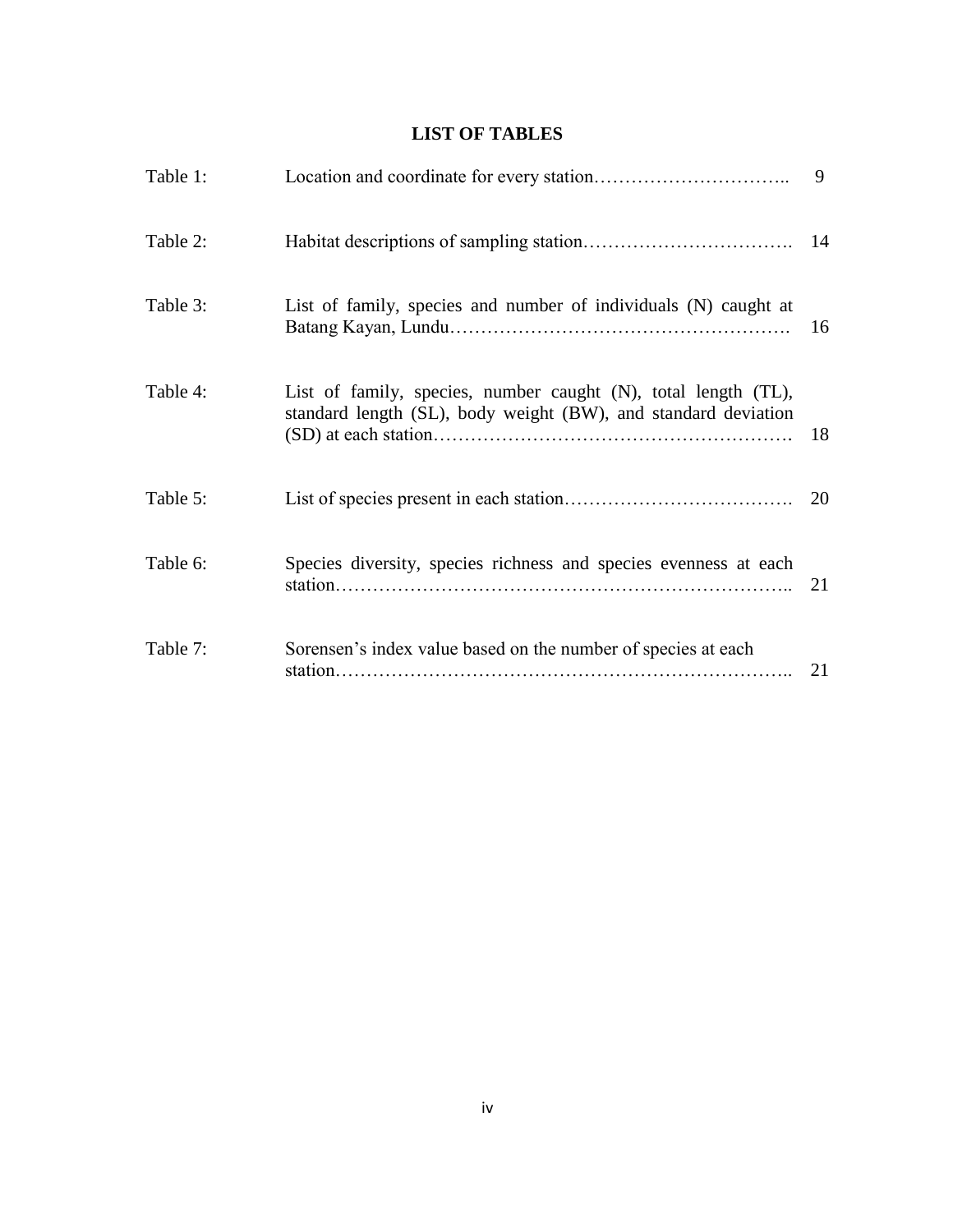# LIST OF TABLES

| | | |
|---|---|---|
| Table 1: | Location and coordinate for every station………………………….. | 9 |
| Table 2: | Habitat descriptions of sampling station……………………………. | 14 |
| Table 3: | List of family, species and number of individuals (N) caught at Batang Kayan, Lundu………………………………………………. | 16 |
| Table 4: | List of family, species, number caught (N), total length (TL), standard length (SL), body weight (BW), and standard deviation (SD) at each station…………………………………………………. | 18 |
| Table 5: | List of species present in each station………………………………. | 20 |
| Table 6: | Species diversity, species richness and species evenness at each station………………………………………………………………. | 21 |
| Table 7: | Sorensen's index value based on the number of species at each station………………………………………………………………. | 21 |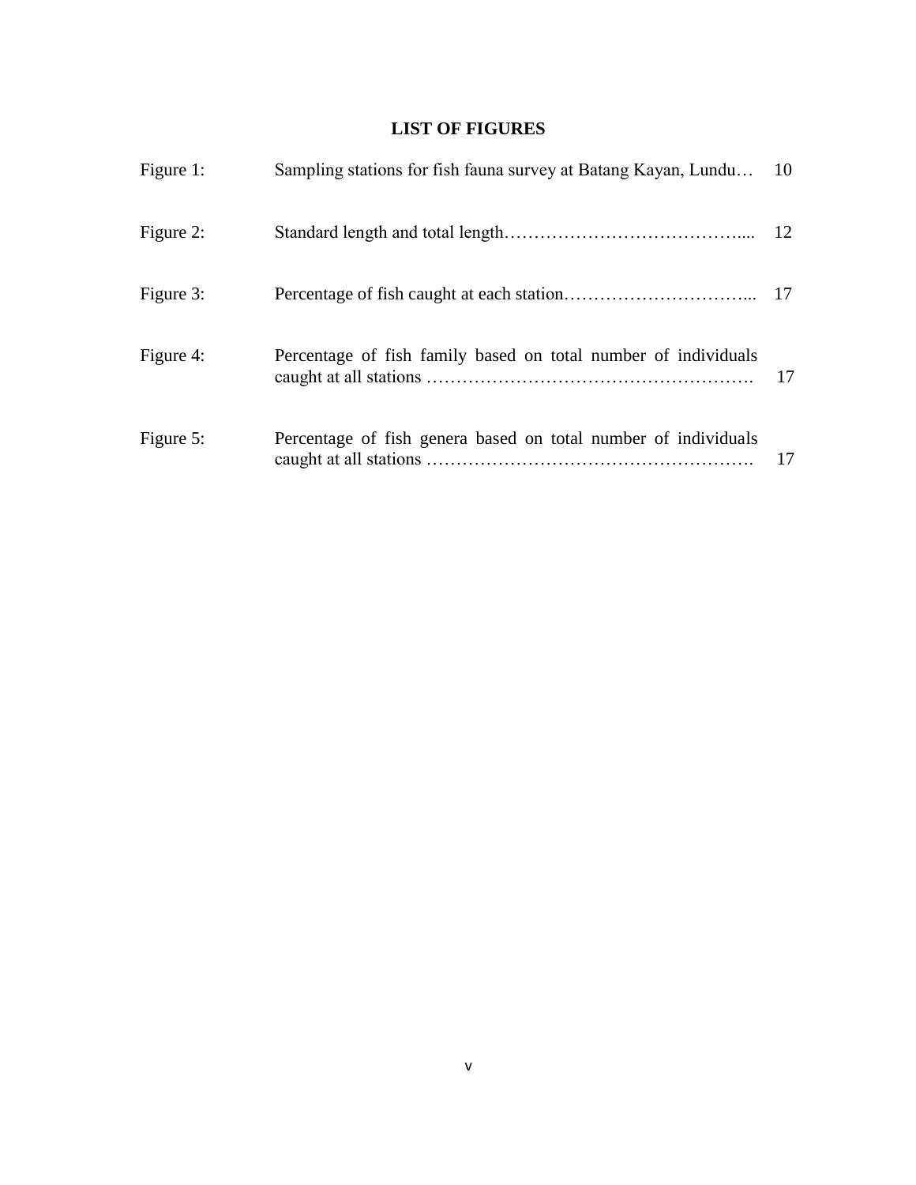# LIST OF FIGURES

| | | |
|---|---|---|
| Figure 1: | Sampling stations for fish fauna survey at Batang Kayan, Lundu… | 10 |
| Figure 2: | Standard length and total length………………………………….... | 12 |
| Figure 3: | Percentage of fish caught at each station…………………………... | 17 |
| Figure 4: | Percentage of fish family based on total number of individuals caught at all stations ………………………………………………. | 17 |
| Figure 5: | Percentage of fish genera based on total number of individuals caught at all stations ………………………………………………. | 17 |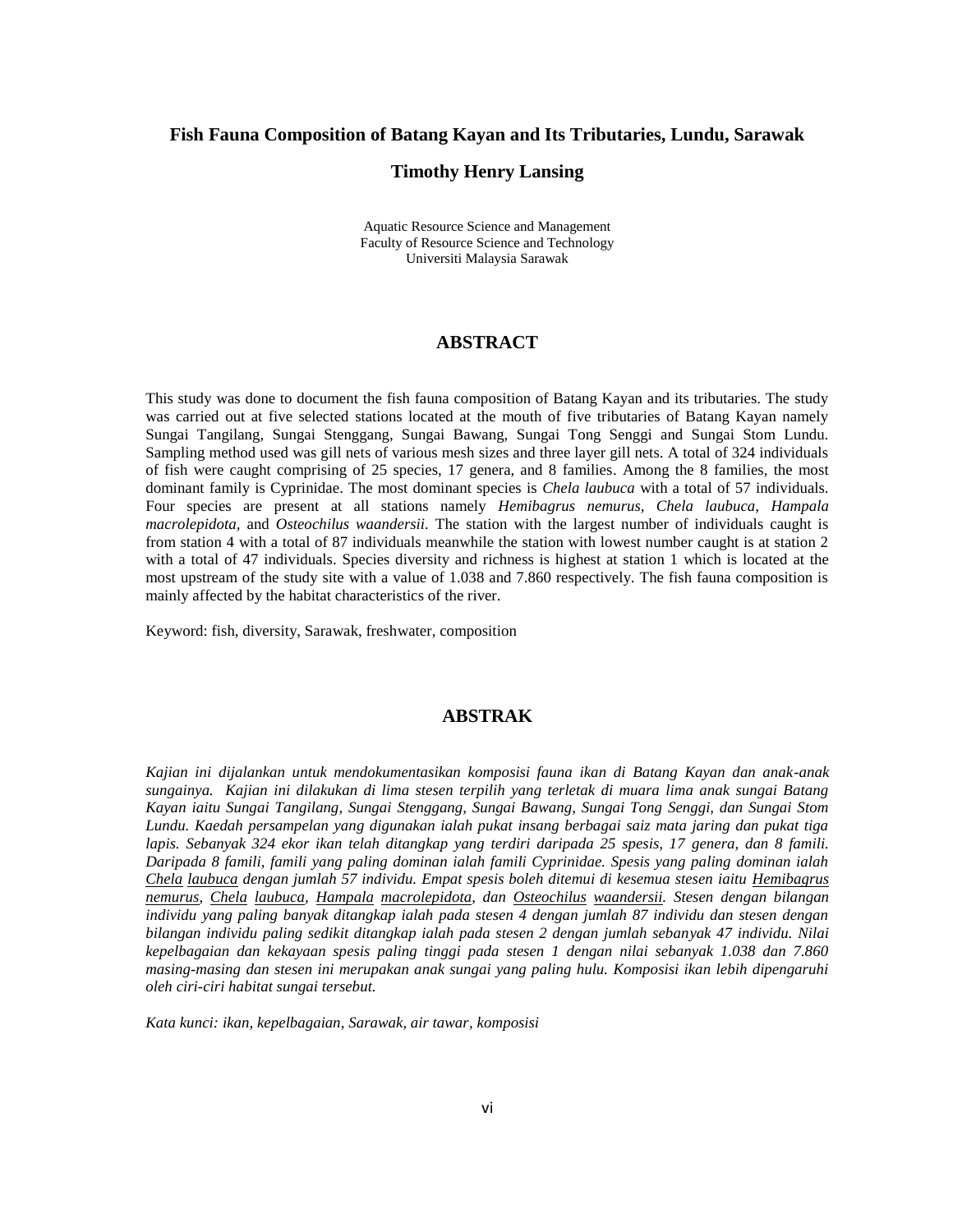## Fish Fauna Composition of Batang Kayan and Its Tributaries, Lundu, Sarawak

**Timothy Henry Lansing**

Aquatic Resource Science and Management
Faculty of Resource Science and Technology
Universiti Malaysia Sarawak

## ABSTRACT

This study was done to document the fish fauna composition of Batang Kayan and its tributaries. The study was carried out at five selected stations located at the mouth of five tributaries of Batang Kayan namely Sungai Tangilang, Sungai Stenggang, Sungai Bawang, Sungai Tong Senggi and Sungai Stom Lundu. Sampling method used was gill nets of various mesh sizes and three layer gill nets. A total of 324 individuals of fish were caught comprising of 25 species, 17 genera, and 8 families. Among the 8 families, the most dominant family is Cyprinidae. The most dominant species is *Chela laubuca* with a total of 57 individuals. Four species are present at all stations namely *Hemibagrus nemurus, Chela laubuca, Hampala macrolepidota,* and *Osteochilus waandersii.* The station with the largest number of individuals caught is from station 4 with a total of 87 individuals meanwhile the station with lowest number caught is at station 2 with a total of 47 individuals. Species diversity and richness is highest at station 1 which is located at the most upstream of the study site with a value of 1.038 and 7.860 respectively. The fish fauna composition is mainly affected by the habitat characteristics of the river.

Keyword: fish, diversity, Sarawak, freshwater, composition

## ABSTRAK

*Kajian ini dijalankan untuk mendokumentasikan komposisi fauna ikan di Batang Kayan dan anak-anak sungainya. Kajian ini dilakukan di lima stesen terpilih yang terletak di muara lima anak sungai Batang Kayan iaitu Sungai Tangilang, Sungai Stenggang, Sungai Bawang, Sungai Tong Senggi, dan Sungai Stom Lundu. Kaedah persampelan yang digunakan ialah pukat insang berbagai saiz mata jaring dan pukat tiga lapis. Sebanyak 324 ekor ikan telah ditangkap yang terdiri daripada 25 spesis, 17 genera, dan 8 famili. Daripada 8 famili, famili yang paling dominan ialah famili Cyprinidae. Spesis yang paling dominan ialah Chela laubuca dengan jumlah 57 individu. Empat spesis boleh ditemui di kesemua stesen iaitu Hemibagrus nemurus, Chela laubuca, Hampala macrolepidota, dan Osteochilus waandersii. Stesen dengan bilangan individu yang paling banyak ditangkap ialah pada stesen 4 dengan jumlah 87 individu dan stesen dengan bilangan individu paling sedikit ditangkap ialah pada stesen 2 dengan jumlah sebanyak 47 individu. Nilai kepelbagaian dan kekayaan spesis paling tinggi pada stesen 1 dengan nilai sebanyak 1.038 dan 7.860 masing-masing dan stesen ini merupakan anak sungai yang paling hulu. Komposisi ikan lebih dipengaruhi oleh ciri-ciri habitat sungai tersebut.*

*Kata kunci: ikan, kepelbagaian, Sarawak, air tawar, komposisi*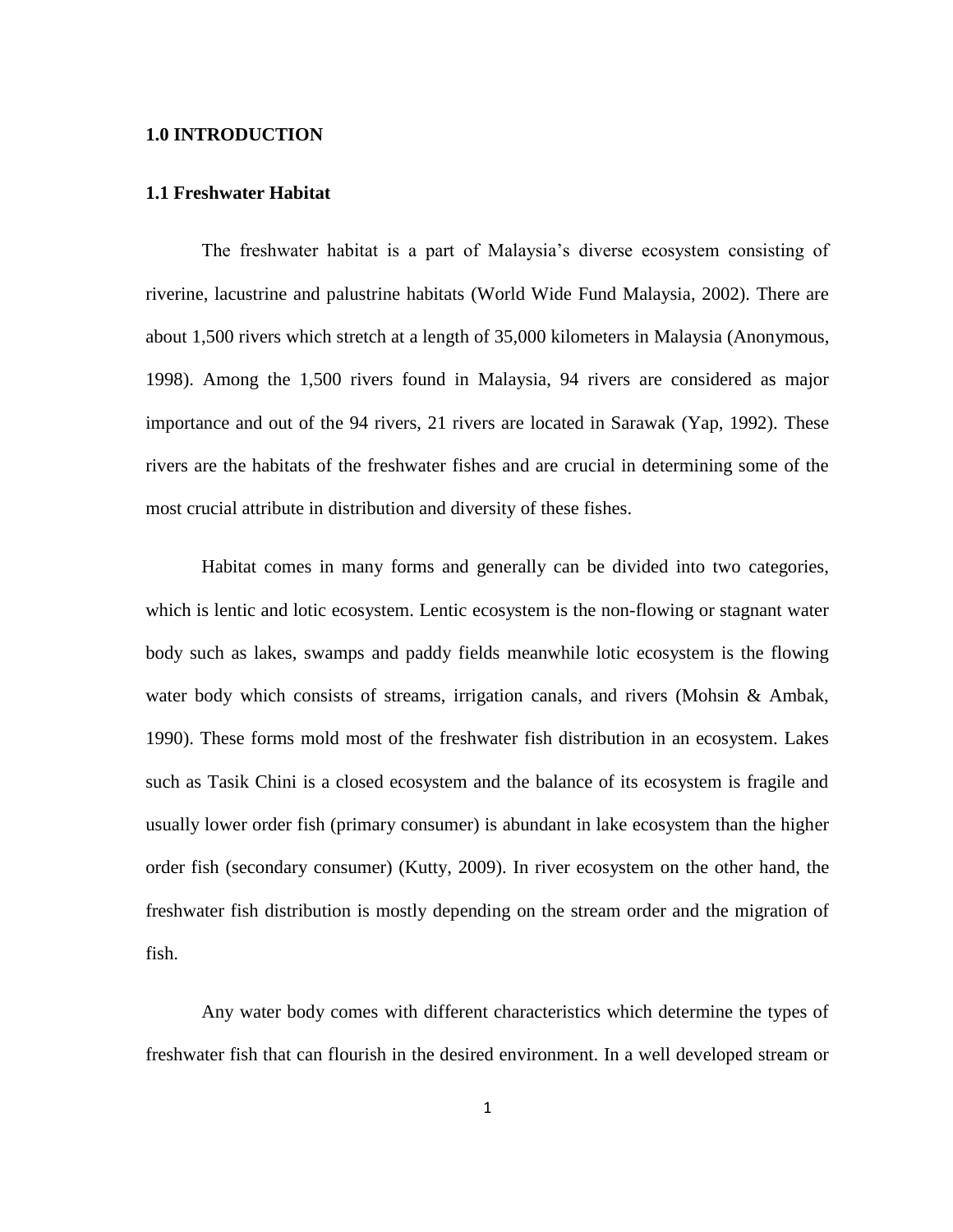# 1.0 INTRODUCTION

## 1.1 Freshwater Habitat

The freshwater habitat is a part of Malaysia's diverse ecosystem consisting of riverine, lacustrine and palustrine habitats (World Wide Fund Malaysia, 2002). There are about 1,500 rivers which stretch at a length of 35,000 kilometers in Malaysia (Anonymous, 1998). Among the 1,500 rivers found in Malaysia, 94 rivers are considered as major importance and out of the 94 rivers, 21 rivers are located in Sarawak (Yap, 1992). These rivers are the habitats of the freshwater fishes and are crucial in determining some of the most crucial attribute in distribution and diversity of these fishes.

Habitat comes in many forms and generally can be divided into two categories, which is lentic and lotic ecosystem. Lentic ecosystem is the non-flowing or stagnant water body such as lakes, swamps and paddy fields meanwhile lotic ecosystem is the flowing water body which consists of streams, irrigation canals, and rivers (Mohsin & Ambak, 1990). These forms mold most of the freshwater fish distribution in an ecosystem. Lakes such as Tasik Chini is a closed ecosystem and the balance of its ecosystem is fragile and usually lower order fish (primary consumer) is abundant in lake ecosystem than the higher order fish (secondary consumer) (Kutty, 2009). In river ecosystem on the other hand, the freshwater fish distribution is mostly depending on the stream order and the migration of fish.

Any water body comes with different characteristics which determine the types of freshwater fish that can flourish in the desired environment. In a well developed stream or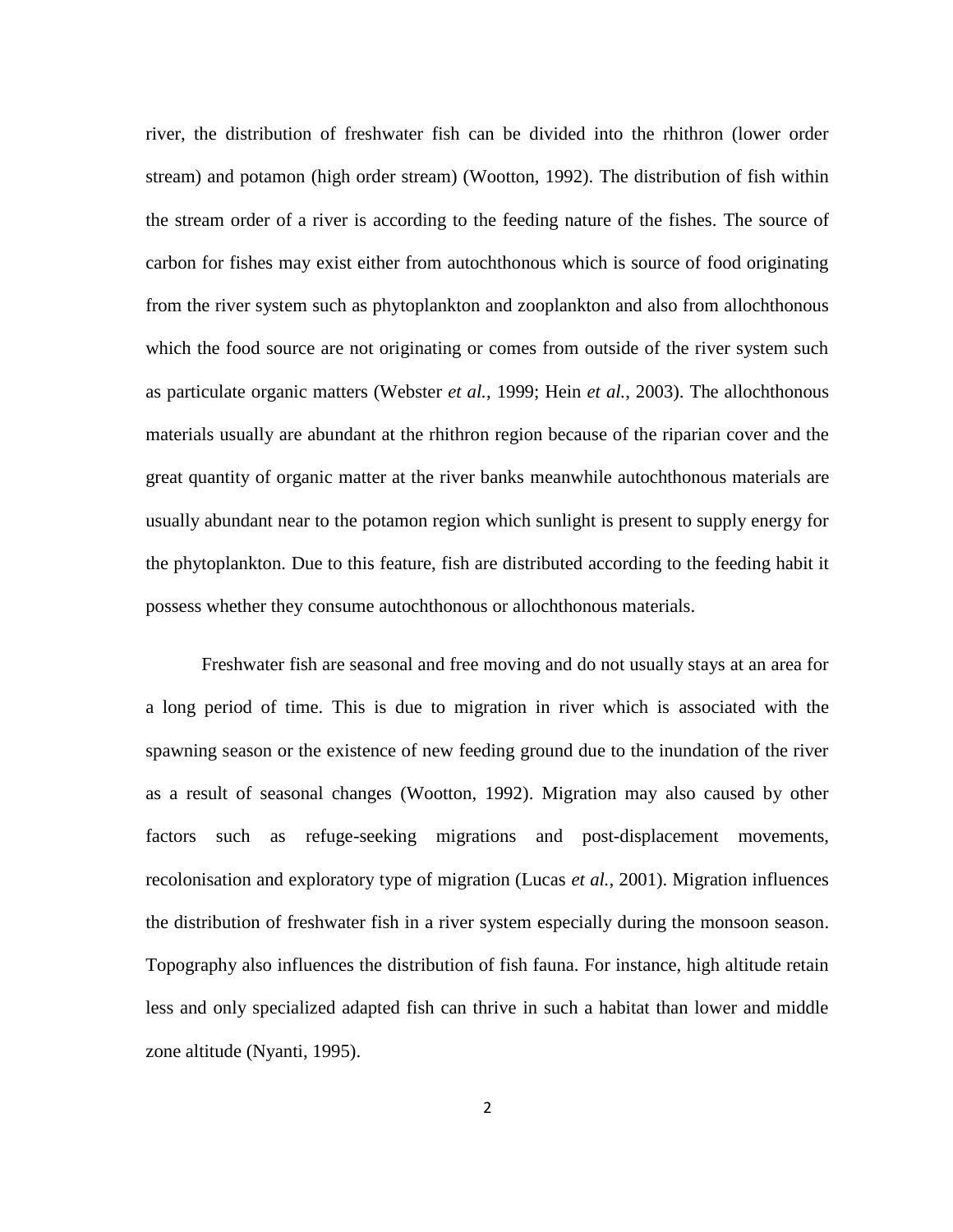river, the distribution of freshwater fish can be divided into the rhithron (lower order stream) and potamon (high order stream) (Wootton, 1992). The distribution of fish within the stream order of a river is according to the feeding nature of the fishes. The source of carbon for fishes may exist either from autochthonous which is source of food originating from the river system such as phytoplankton and zooplankton and also from allochthonous which the food source are not originating or comes from outside of the river system such as particulate organic matters (Webster *et al.*, 1999; Hein *et al.*, 2003). The allochthonous materials usually are abundant at the rhithron region because of the riparian cover and the great quantity of organic matter at the river banks meanwhile autochthonous materials are usually abundant near to the potamon region which sunlight is present to supply energy for the phytoplankton. Due to this feature, fish are distributed according to the feeding habit it possess whether they consume autochthonous or allochthonous materials.

Freshwater fish are seasonal and free moving and do not usually stays at an area for a long period of time. This is due to migration in river which is associated with the spawning season or the existence of new feeding ground due to the inundation of the river as a result of seasonal changes (Wootton, 1992). Migration may also caused by other factors such as refuge-seeking migrations and post-displacement movements, recolonisation and exploratory type of migration (Lucas *et al.*, 2001). Migration influences the distribution of freshwater fish in a river system especially during the monsoon season. Topography also influences the distribution of fish fauna. For instance, high altitude retain less and only specialized adapted fish can thrive in such a habitat than lower and middle zone altitude (Nyanti, 1995).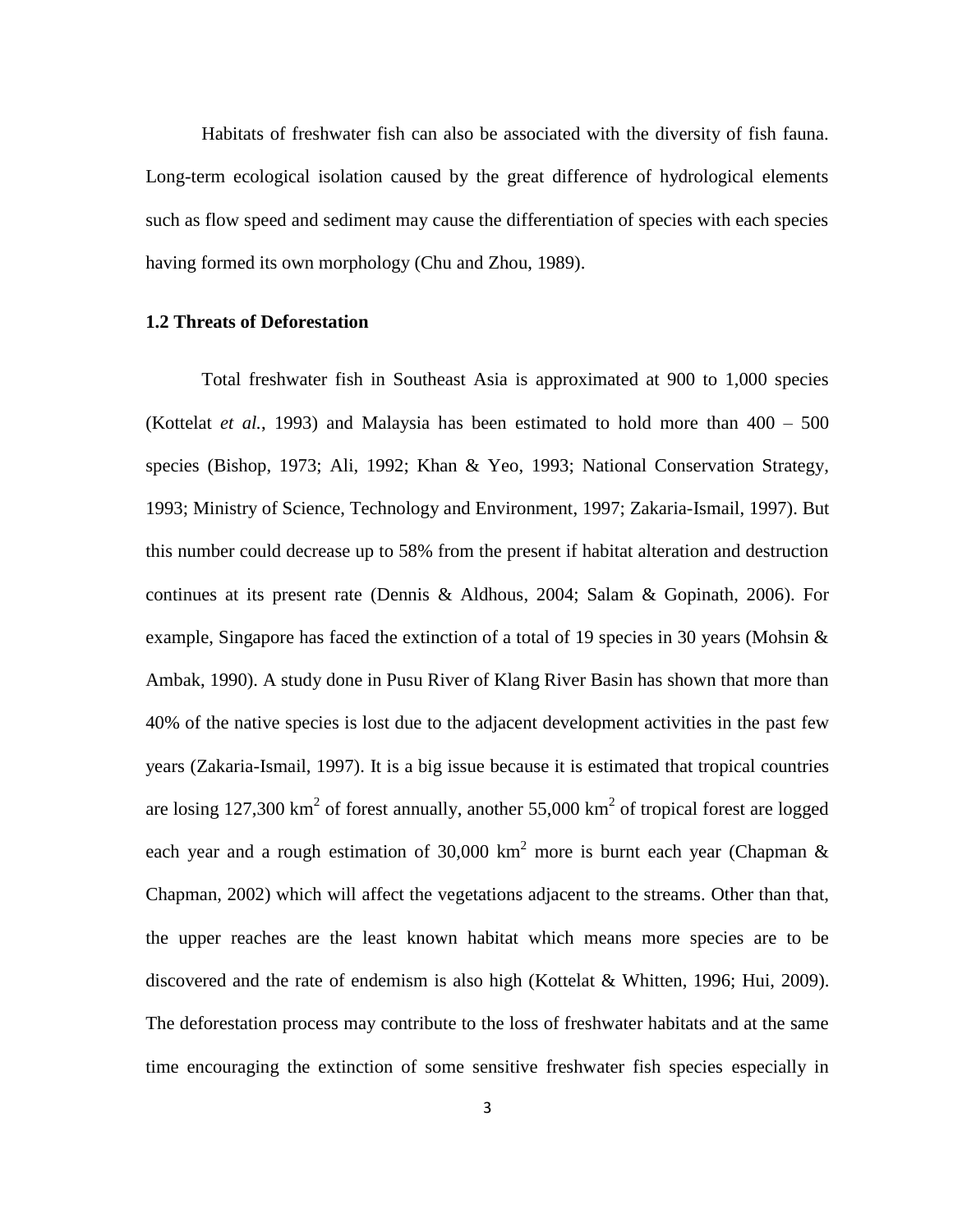Habitats of freshwater fish can also be associated with the diversity of fish fauna. Long-term ecological isolation caused by the great difference of hydrological elements such as flow speed and sediment may cause the differentiation of species with each species having formed its own morphology (Chu and Zhou, 1989).

### 1.2 Threats of Deforestation

Total freshwater fish in Southeast Asia is approximated at 900 to 1,000 species (Kottelat *et al.*, 1993) and Malaysia has been estimated to hold more than 400 – 500 species (Bishop, 1973; Ali, 1992; Khan & Yeo, 1993; National Conservation Strategy, 1993; Ministry of Science, Technology and Environment, 1997; Zakaria-Ismail, 1997). But this number could decrease up to 58% from the present if habitat alteration and destruction continues at its present rate (Dennis & Aldhous, 2004; Salam & Gopinath, 2006). For example, Singapore has faced the extinction of a total of 19 species in 30 years (Mohsin & Ambak, 1990). A study done in Pusu River of Klang River Basin has shown that more than 40% of the native species is lost due to the adjacent development activities in the past few years (Zakaria-Ismail, 1997). It is a big issue because it is estimated that tropical countries are losing 127,300 $km^2$ of forest annually, another 55,000 $km^2$ of tropical forest are logged each year and a rough estimation of 30,000 $km^2$ more is burnt each year (Chapman & Chapman, 2002) which will affect the vegetations adjacent to the streams. Other than that, the upper reaches are the least known habitat which means more species are to be discovered and the rate of endemism is also high (Kottelat & Whitten, 1996; Hui, 2009). The deforestation process may contribute to the loss of freshwater habitats and at the same time encouraging the extinction of some sensitive freshwater fish species especially in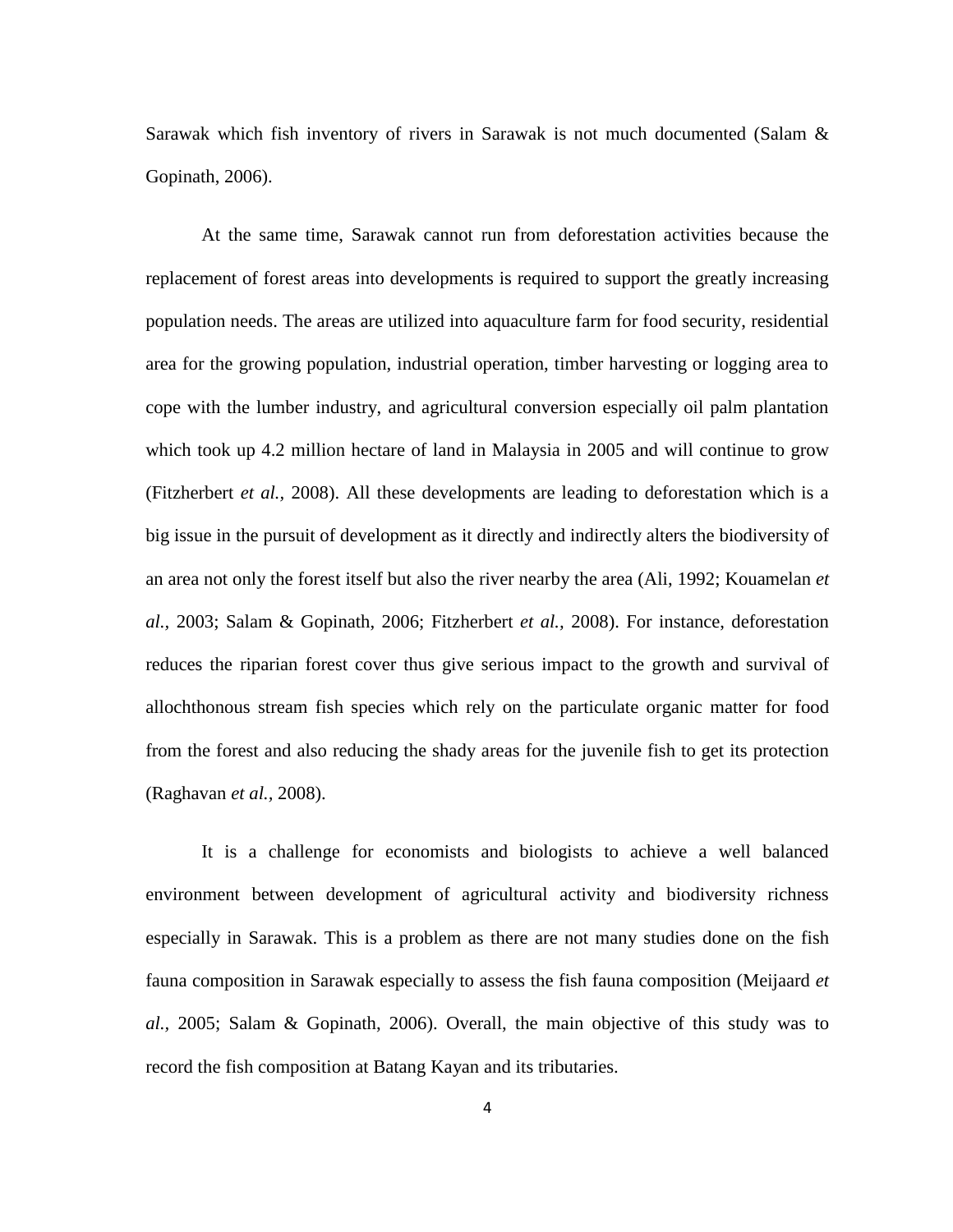Sarawak which fish inventory of rivers in Sarawak is not much documented (Salam & Gopinath, 2006).

At the same time, Sarawak cannot run from deforestation activities because the replacement of forest areas into developments is required to support the greatly increasing population needs. The areas are utilized into aquaculture farm for food security, residential area for the growing population, industrial operation, timber harvesting or logging area to cope with the lumber industry, and agricultural conversion especially oil palm plantation which took up 4.2 million hectare of land in Malaysia in 2005 and will continue to grow (Fitzherbert *et al.*, 2008). All these developments are leading to deforestation which is a big issue in the pursuit of development as it directly and indirectly alters the biodiversity of an area not only the forest itself but also the river nearby the area (Ali, 1992; Kouamelan *et al.*, 2003; Salam & Gopinath, 2006; Fitzherbert *et al.*, 2008). For instance, deforestation reduces the riparian forest cover thus give serious impact to the growth and survival of allochthonous stream fish species which rely on the particulate organic matter for food from the forest and also reducing the shady areas for the juvenile fish to get its protection (Raghavan *et al.*, 2008).

It is a challenge for economists and biologists to achieve a well balanced environment between development of agricultural activity and biodiversity richness especially in Sarawak. This is a problem as there are not many studies done on the fish fauna composition in Sarawak especially to assess the fish fauna composition (Meijaard *et al.*, 2005; Salam & Gopinath, 2006). Overall, the main objective of this study was to record the fish composition at Batang Kayan and its tributaries.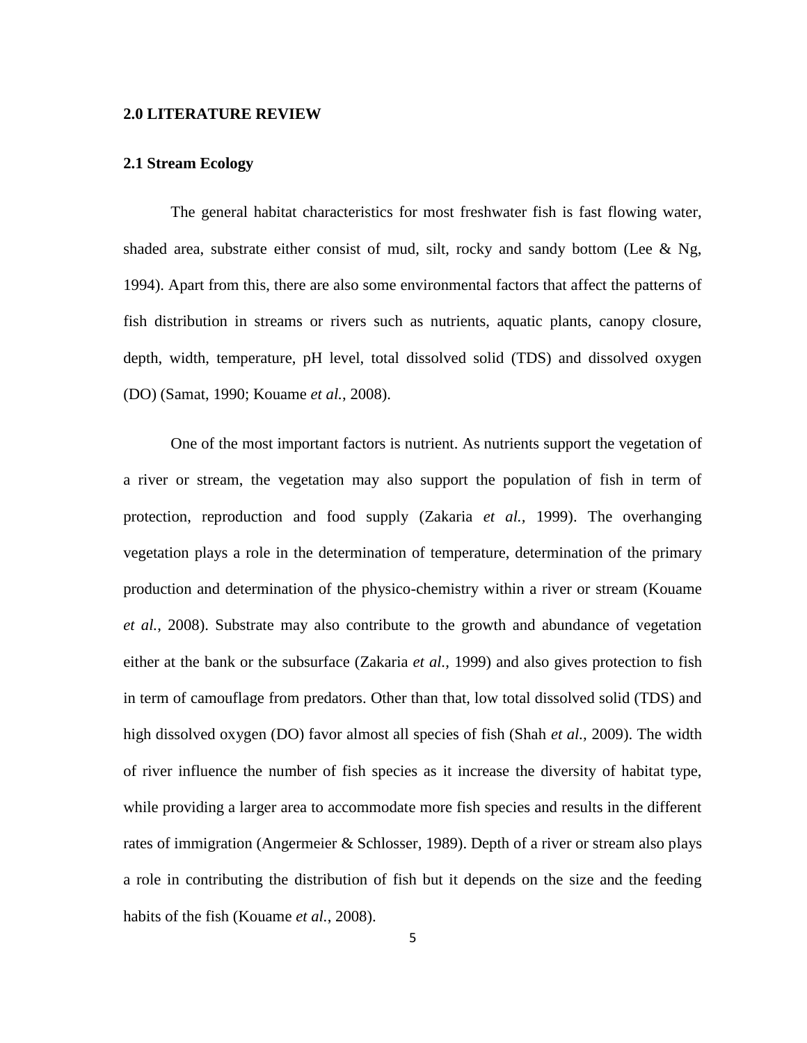# 2.0 LITERATURE REVIEW

## 2.1 Stream Ecology

The general habitat characteristics for most freshwater fish is fast flowing water, shaded area, substrate either consist of mud, silt, rocky and sandy bottom (Lee & Ng, 1994). Apart from this, there are also some environmental factors that affect the patterns of fish distribution in streams or rivers such as nutrients, aquatic plants, canopy closure, depth, width, temperature, pH level, total dissolved solid (TDS) and dissolved oxygen (DO) (Samat, 1990; Kouame *et al.*, 2008).

One of the most important factors is nutrient. As nutrients support the vegetation of a river or stream, the vegetation may also support the population of fish in term of protection, reproduction and food supply (Zakaria *et al.*, 1999). The overhanging vegetation plays a role in the determination of temperature, determination of the primary production and determination of the physico-chemistry within a river or stream (Kouame *et al.*, 2008). Substrate may also contribute to the growth and abundance of vegetation either at the bank or the subsurface (Zakaria *et al.*, 1999) and also gives protection to fish in term of camouflage from predators. Other than that, low total dissolved solid (TDS) and high dissolved oxygen (DO) favor almost all species of fish (Shah *et al.*, 2009). The width of river influence the number of fish species as it increase the diversity of habitat type, while providing a larger area to accommodate more fish species and results in the different rates of immigration (Angermeier & Schlosser, 1989). Depth of a river or stream also plays a role in contributing the distribution of fish but it depends on the size and the feeding habits of the fish (Kouame *et al.*, 2008).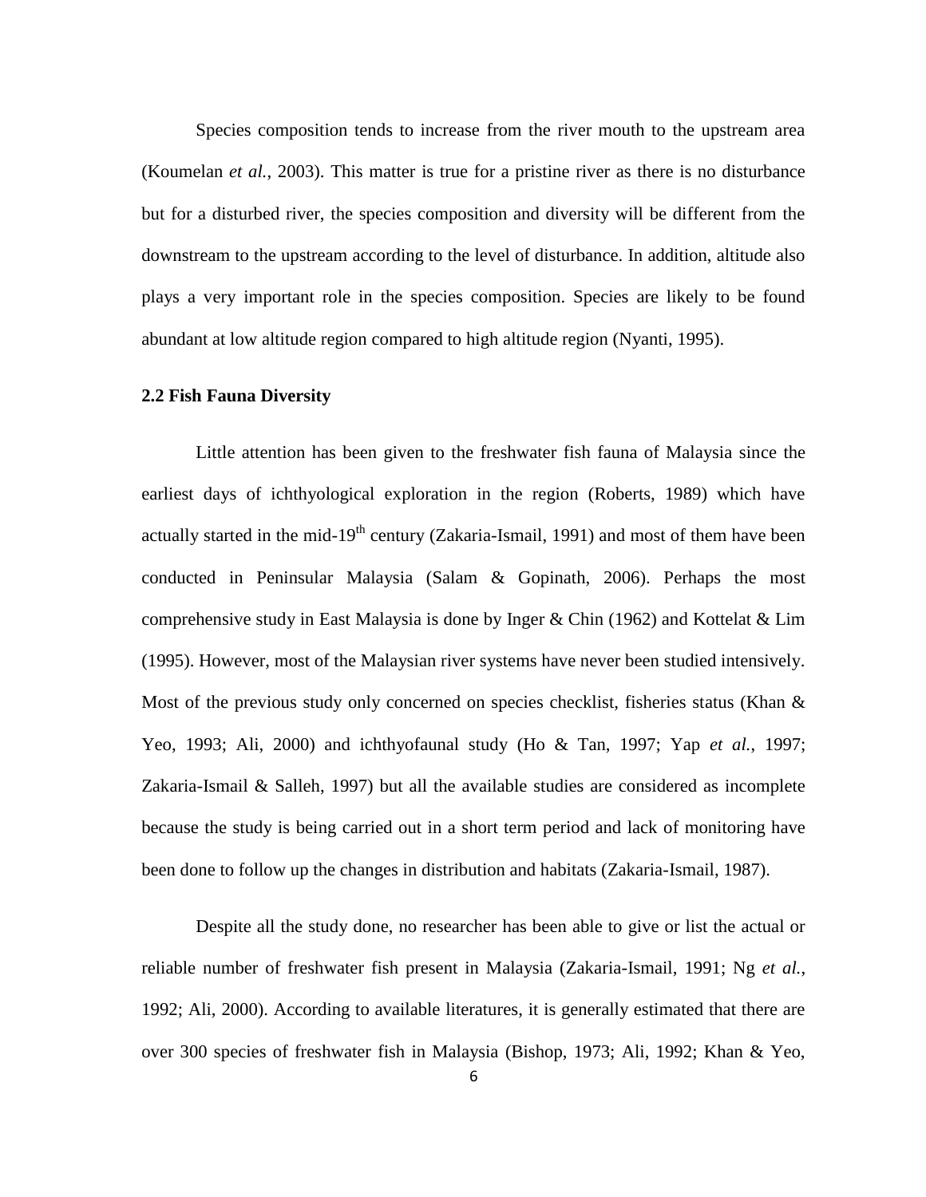Species composition tends to increase from the river mouth to the upstream area (Koumelan *et al.*, 2003). This matter is true for a pristine river as there is no disturbance but for a disturbed river, the species composition and diversity will be different from the downstream to the upstream according to the level of disturbance. In addition, altitude also plays a very important role in the species composition. Species are likely to be found abundant at low altitude region compared to high altitude region (Nyanti, 1995).

### 2.2 Fish Fauna Diversity

Little attention has been given to the freshwater fish fauna of Malaysia since the earliest days of ichthyological exploration in the region (Roberts, 1989) which have actually started in the mid-19th century (Zakaria-Ismail, 1991) and most of them have been conducted in Peninsular Malaysia (Salam & Gopinath, 2006). Perhaps the most comprehensive study in East Malaysia is done by Inger & Chin (1962) and Kottelat & Lim (1995). However, most of the Malaysian river systems have never been studied intensively. Most of the previous study only concerned on species checklist, fisheries status (Khan & Yeo, 1993; Ali, 2000) and ichthyofaunal study (Ho & Tan, 1997; Yap *et al.*, 1997; Zakaria-Ismail & Salleh, 1997) but all the available studies are considered as incomplete because the study is being carried out in a short term period and lack of monitoring have been done to follow up the changes in distribution and habitats (Zakaria-Ismail, 1987).

Despite all the study done, no researcher has been able to give or list the actual or reliable number of freshwater fish present in Malaysia (Zakaria-Ismail, 1991; Ng *et al.*, 1992; Ali, 2000). According to available literatures, it is generally estimated that there are over 300 species of freshwater fish in Malaysia (Bishop, 1973; Ali, 1992; Khan & Yeo,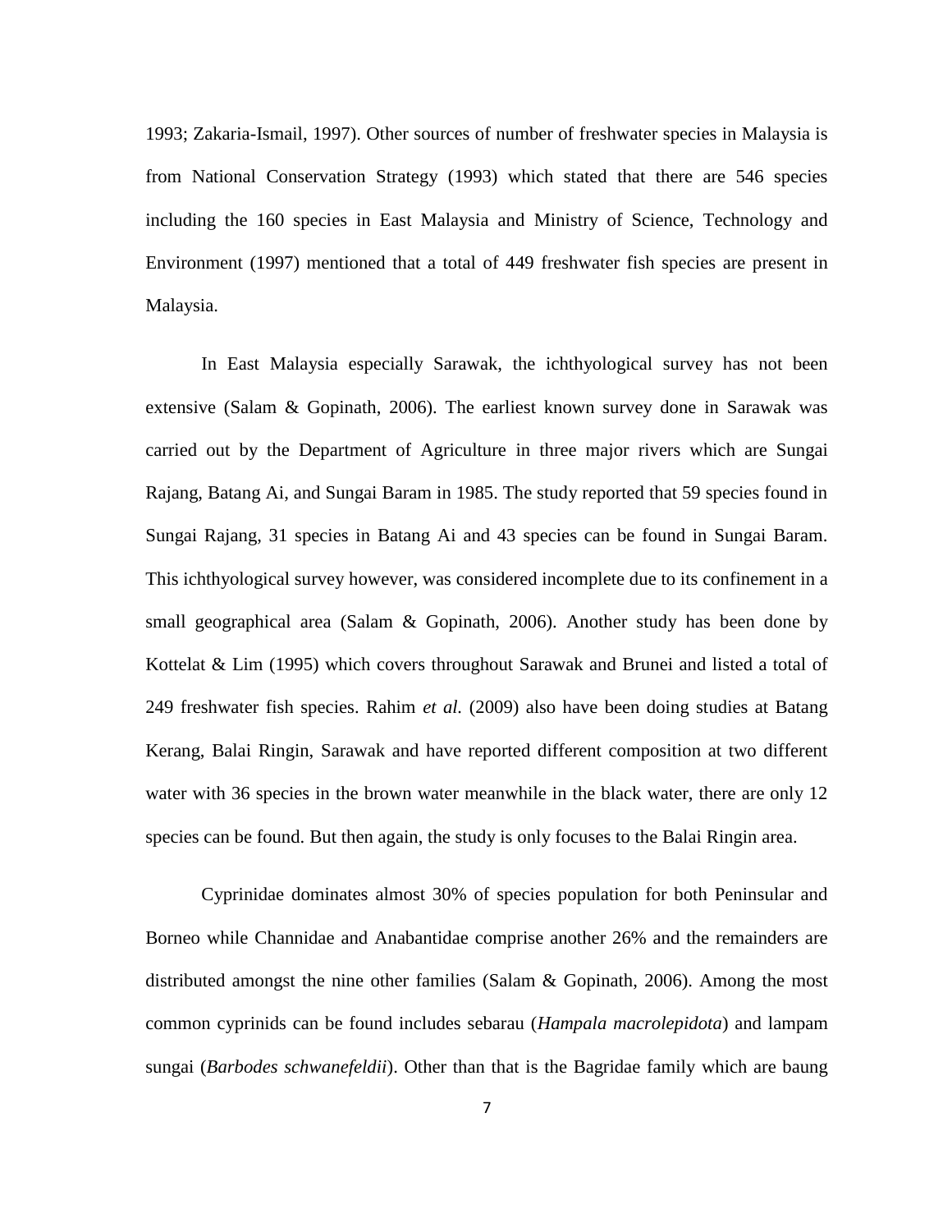1993; Zakaria-Ismail, 1997). Other sources of number of freshwater species in Malaysia is from National Conservation Strategy (1993) which stated that there are 546 species including the 160 species in East Malaysia and Ministry of Science, Technology and Environment (1997) mentioned that a total of 449 freshwater fish species are present in Malaysia.

In East Malaysia especially Sarawak, the ichthyological survey has not been extensive (Salam & Gopinath, 2006). The earliest known survey done in Sarawak was carried out by the Department of Agriculture in three major rivers which are Sungai Rajang, Batang Ai, and Sungai Baram in 1985. The study reported that 59 species found in Sungai Rajang, 31 species in Batang Ai and 43 species can be found in Sungai Baram. This ichthyological survey however, was considered incomplete due to its confinement in a small geographical area (Salam & Gopinath, 2006). Another study has been done by Kottelat & Lim (1995) which covers throughout Sarawak and Brunei and listed a total of 249 freshwater fish species. Rahim *et al.* (2009) also have been doing studies at Batang Kerang, Balai Ringin, Sarawak and have reported different composition at two different water with 36 species in the brown water meanwhile in the black water, there are only 12 species can be found. But then again, the study is only focuses to the Balai Ringin area.

Cyprinidae dominates almost 30% of species population for both Peninsular and Borneo while Channidae and Anabantidae comprise another 26% and the remainders are distributed amongst the nine other families (Salam & Gopinath, 2006). Among the most common cyprinids can be found includes sebarau (*Hampala macrolepidota*) and lampam sungai (*Barbodes schwanefeldii*). Other than that is the Bagridae family which are baung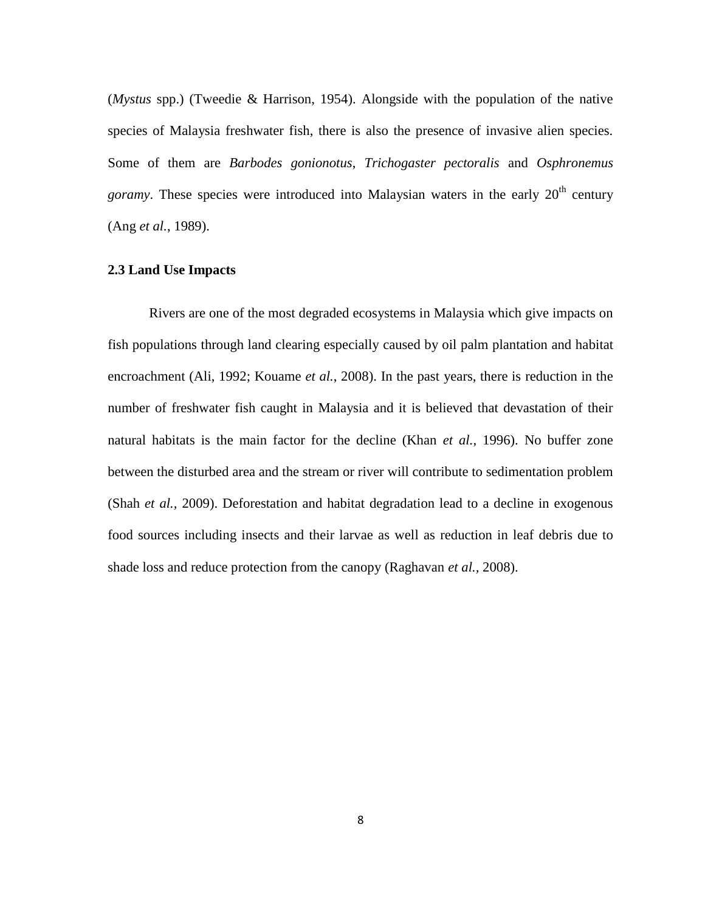(*Mystus* spp.) (Tweedie & Harrison, 1954). Alongside with the population of the native species of Malaysia freshwater fish, there is also the presence of invasive alien species. Some of them are *Barbodes gonionotus*, *Trichogaster pectoralis* and *Osphronemus goramy*. These species were introduced into Malaysian waters in the early 20th century (Ang *et al.*, 1989).

## 2.3 Land Use Impacts

Rivers are one of the most degraded ecosystems in Malaysia which give impacts on fish populations through land clearing especially caused by oil palm plantation and habitat encroachment (Ali, 1992; Kouame *et al.*, 2008). In the past years, there is reduction in the number of freshwater fish caught in Malaysia and it is believed that devastation of their natural habitats is the main factor for the decline (Khan *et al.*, 1996). No buffer zone between the disturbed area and the stream or river will contribute to sedimentation problem (Shah *et al.*, 2009). Deforestation and habitat degradation lead to a decline in exogenous food sources including insects and their larvae as well as reduction in leaf debris due to shade loss and reduce protection from the canopy (Raghavan *et al.*, 2008).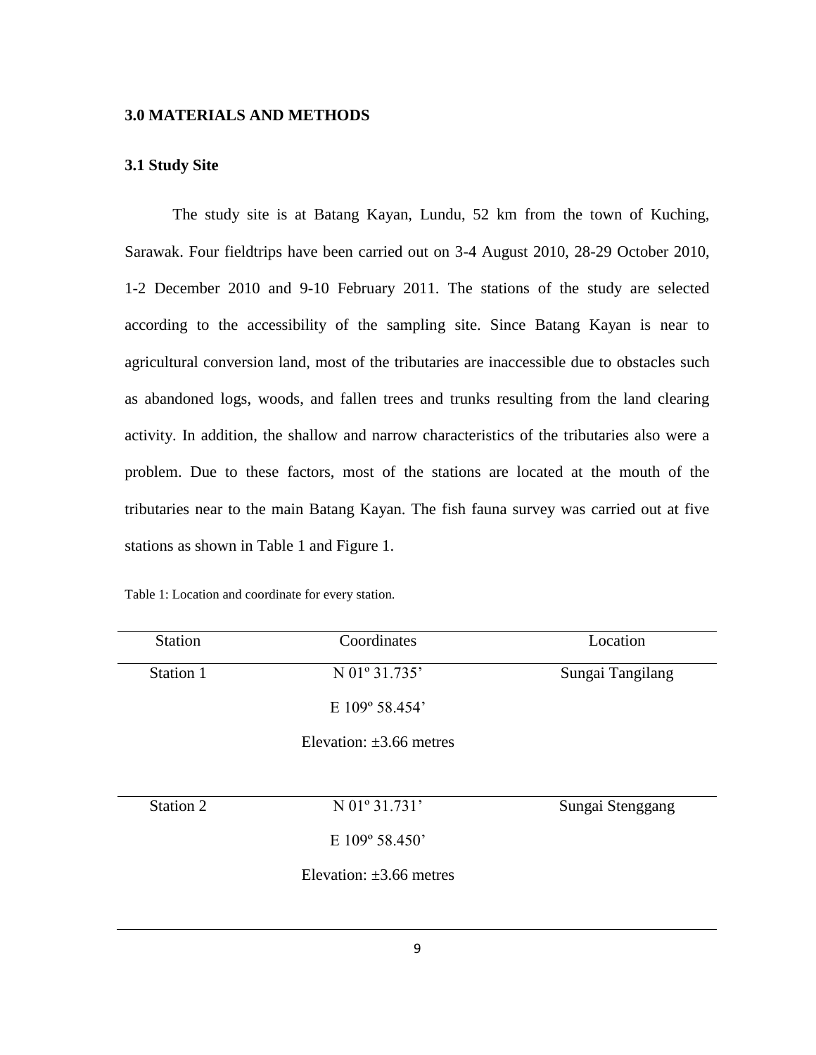## 3.0 MATERIALS AND METHODS

### 3.1 Study Site

The study site is at Batang Kayan, Lundu, 52 km from the town of Kuching, Sarawak. Four fieldtrips have been carried out on 3-4 August 2010, 28-29 October 2010, 1-2 December 2010 and 9-10 February 2011. The stations of the study are selected according to the accessibility of the sampling site. Since Batang Kayan is near to agricultural conversion land, most of the tributaries are inaccessible due to obstacles such as abandoned logs, woods, and fallen trees and trunks resulting from the land clearing activity. In addition, the shallow and narrow characteristics of the tributaries also were a problem. Due to these factors, most of the stations are located at the mouth of the tributaries near to the main Batang Kayan. The fish fauna survey was carried out at five stations as shown in Table 1 and Figure 1.

Table 1: Location and coordinate for every station.

| Station | Coordinates | Location |
|---|---|---|
| Station 1 | N 01º 31.735'<br>E 109º 58.454'<br>Elevation: ±3.66 metres | Sungai Tangilang |
| Station 2 | N 01º 31.731'<br>E 109º 58.450'<br>Elevation: ±3.66 metres | Sungai Stenggang |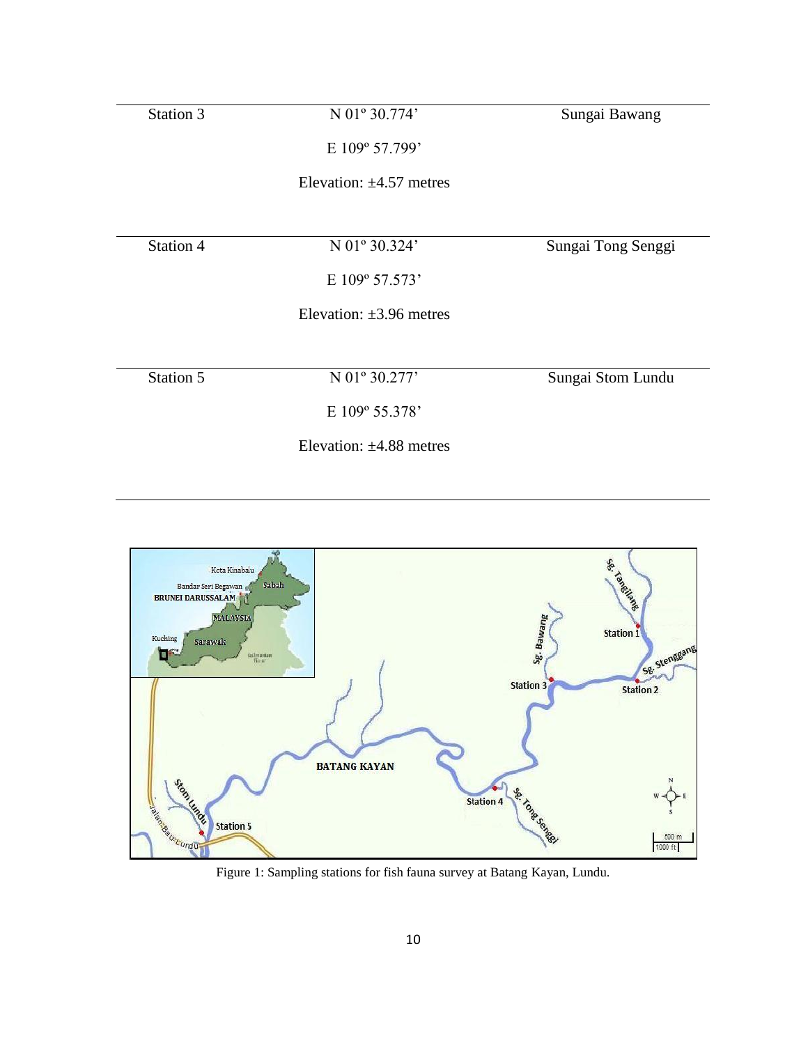| | | |
|---|---|---|
| Station 3 | N 01º 30.774’<br>E 109º 57.799’<br>Elevation: ±4.57 metres | Sungai Bawang |
| Station 4 | N 01º 30.324’<br>E 109º 57.573’<br>Elevation: ±3.96 metres | Sungai Tong Senggi |
| Station 5 | N 01º 30.277’<br>E 109º 55.378’<br>Elevation: ±4.88 metres | Sungai Stom Lundu |

Kota Kinabalu
Bandar Seri Begawan
BRUNEI DARUSSALAM
Sabah
MALAYSIA
Kuching
Sarawak
Kalimantan Timur
Sg. Tangilang
Station 1
Sg. Bawang
Sg. Stenggang
Station 3
Station 2
BATANG KAYAN
Station 4
Sg. Tong Senggi
Stom Lundu
Station 5
Jalan Bau-Lundu
N
W
E
S
500 m
1000 ft

Figure 1: Sampling stations for fish fauna survey at Batang Kayan, Lundu.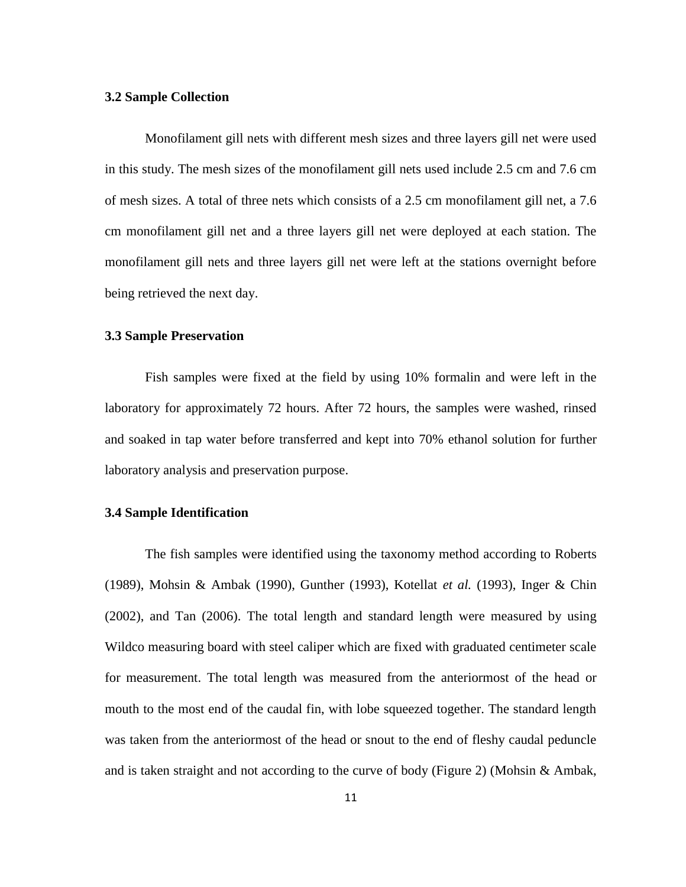### 3.2 Sample Collection

Monofilament gill nets with different mesh sizes and three layers gill net were used in this study. The mesh sizes of the monofilament gill nets used include 2.5 cm and 7.6 cm of mesh sizes. A total of three nets which consists of a 2.5 cm monofilament gill net, a 7.6 cm monofilament gill net and a three layers gill net were deployed at each station. The monofilament gill nets and three layers gill net were left at the stations overnight before being retrieved the next day.

### 3.3 Sample Preservation

Fish samples were fixed at the field by using 10% formalin and were left in the laboratory for approximately 72 hours. After 72 hours, the samples were washed, rinsed and soaked in tap water before transferred and kept into 70% ethanol solution for further laboratory analysis and preservation purpose.

### 3.4 Sample Identification

The fish samples were identified using the taxonomy method according to Roberts (1989), Mohsin & Ambak (1990), Gunther (1993), Kotellat *et al.* (1993), Inger & Chin (2002), and Tan (2006). The total length and standard length were measured by using Wildco measuring board with steel caliper which are fixed with graduated centimeter scale for measurement. The total length was measured from the anteriormost of the head or mouth to the most end of the caudal fin, with lobe squeezed together. The standard length was taken from the anteriormost of the head or snout to the end of fleshy caudal peduncle and is taken straight and not according to the curve of body (Figure 2) (Mohsin & Ambak,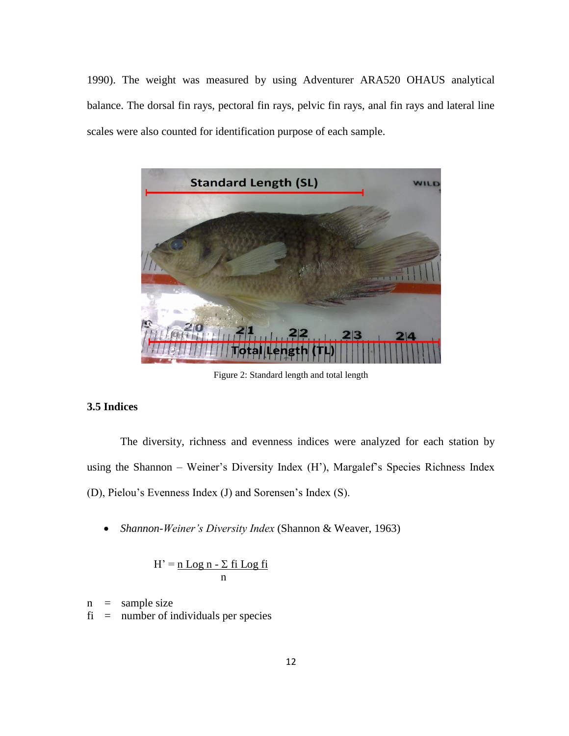1990). The weight was measured by using Adventurer ARA520 OHAUS analytical balance. The dorsal fin rays, pectoral fin rays, pelvic fin rays, anal fin rays and lateral line scales were also counted for identification purpose of each sample.

Figure 2: Standard length and total length

### 3.5 Indices

The diversity, richness and evenness indices were analyzed for each station by using the Shannon – Weiner's Diversity Index (H'), Margalef's Species Richness Index (D), Pielou's Evenness Index (J) and Sorensen's Index (S).

- *Shannon-Weiner's Diversity Index* (Shannon & Weaver, 1963)

$$H' = \frac{n \text{ Log } n - \Sigma \text{ fi Log fi}}{n}$$

n = sample size
fi = number of individuals per species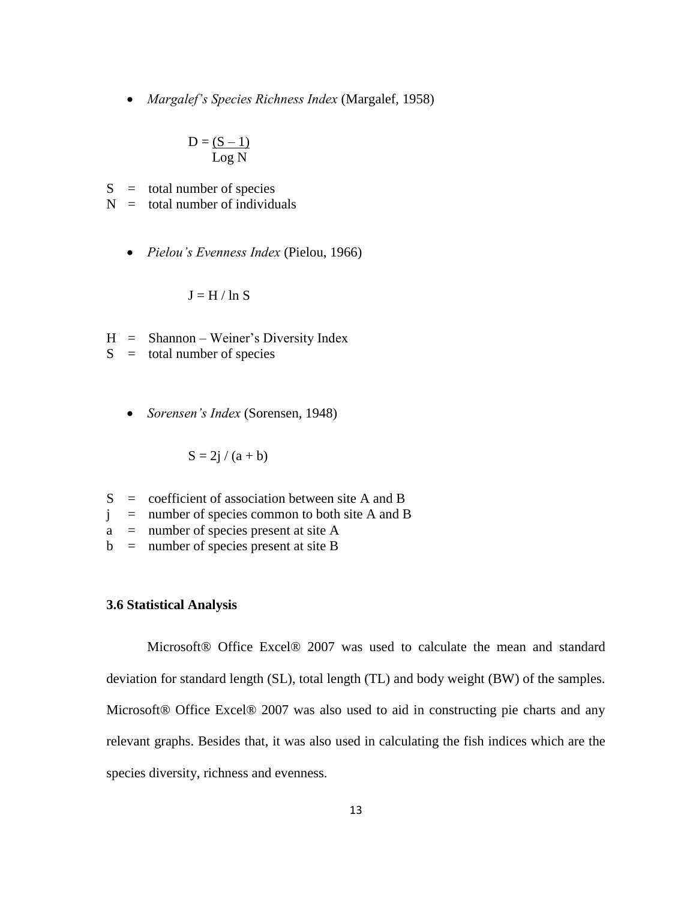- *Margalef's Species Richness Index* (Margalef, 1958)

$$D = \frac{(S - 1)}{\text{Log } N}$$

S = total number of species
N = total number of individuals

- *Pielou's Evenness Index* (Pielou, 1966)

$$J = H / \ln S$$

H = Shannon – Weiner's Diversity Index
S = total number of species

- *Sorensen's Index* (Sorensen, 1948)

$$S = 2j / (a + b)$$

S = coefficient of association between site A and B
j = number of species common to both site A and B
a = number of species present at site A
b = number of species present at site B

### 3.6 Statistical Analysis

Microsoft® Office Excel® 2007 was used to calculate the mean and standard deviation for standard length (SL), total length (TL) and body weight (BW) of the samples. Microsoft® Office Excel® 2007 was also used to aid in constructing pie charts and any relevant graphs. Besides that, it was also used in calculating the fish indices which are the species diversity, richness and evenness.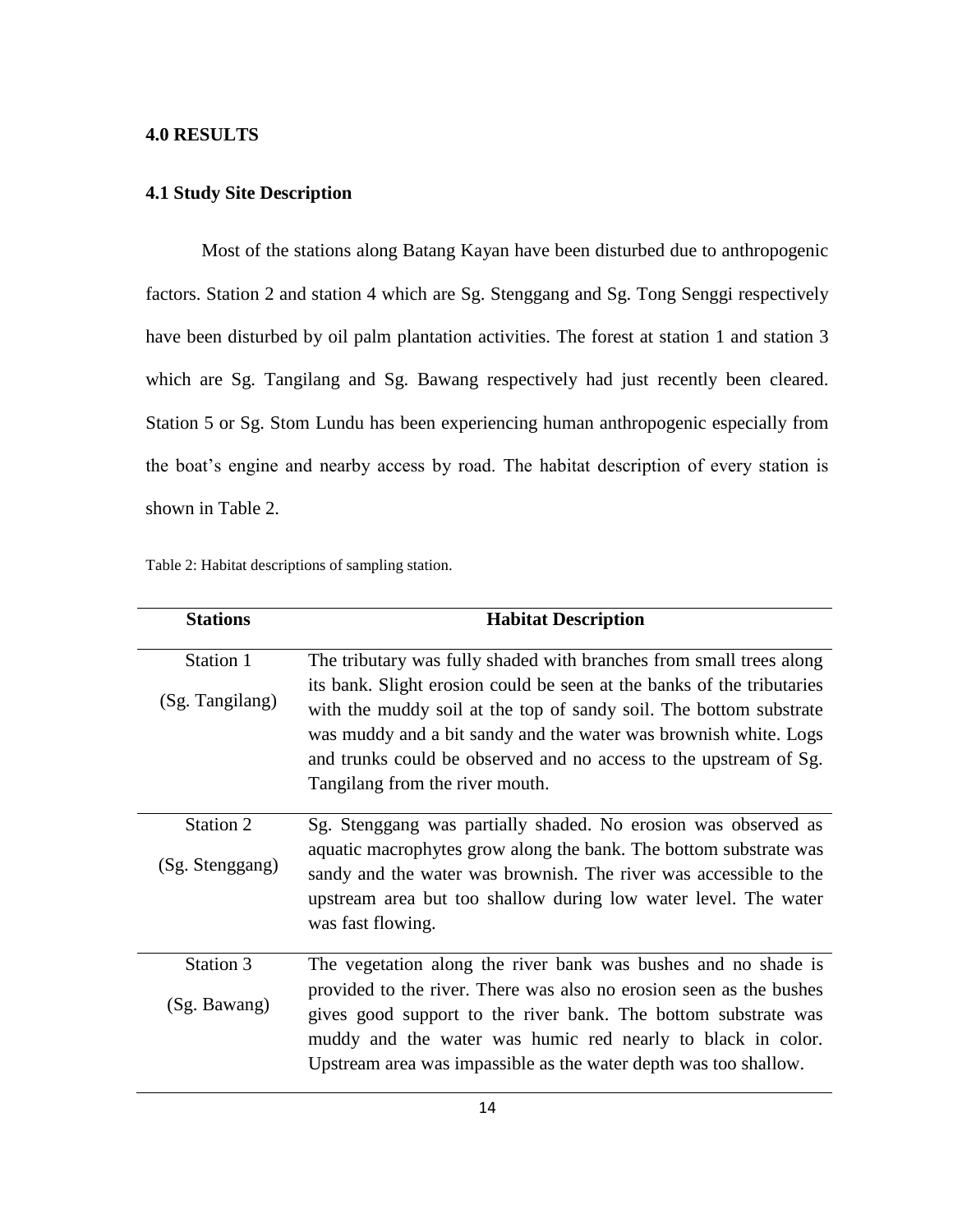## 4.0 RESULTS

### 4.1 Study Site Description

Most of the stations along Batang Kayan have been disturbed due to anthropogenic factors. Station 2 and station 4 which are Sg. Stenggang and Sg. Tong Senggi respectively have been disturbed by oil palm plantation activities. The forest at station 1 and station 3 which are Sg. Tangilang and Sg. Bawang respectively had just recently been cleared. Station 5 or Sg. Stom Lundu has been experiencing human anthropogenic especially from the boat's engine and nearby access by road. The habitat description of every station is shown in Table 2.

Table 2: Habitat descriptions of sampling station.

| Stations | Habitat Description |
|---|---|
| Station 1 (Sg. Tangilang) | The tributary was fully shaded with branches from small trees along its bank. Slight erosion could be seen at the banks of the tributaries with the muddy soil at the top of sandy soil. The bottom substrate was muddy and a bit sandy and the water was brownish white. Logs and trunks could be observed and no access to the upstream of Sg. Tangilang from the river mouth. |
| Station 2 (Sg. Stenggang) | Sg. Stenggang was partially shaded. No erosion was observed as aquatic macrophytes grow along the bank. The bottom substrate was sandy and the water was brownish. The river was accessible to the upstream area but too shallow during low water level. The water was fast flowing. |
| Station 3 (Sg. Bawang) | The vegetation along the river bank was bushes and no shade is provided to the river. There was also no erosion seen as the bushes gives good support to the river bank. The bottom substrate was muddy and the water was humic red nearly to black in color. Upstream area was impassible as the water depth was too shallow. |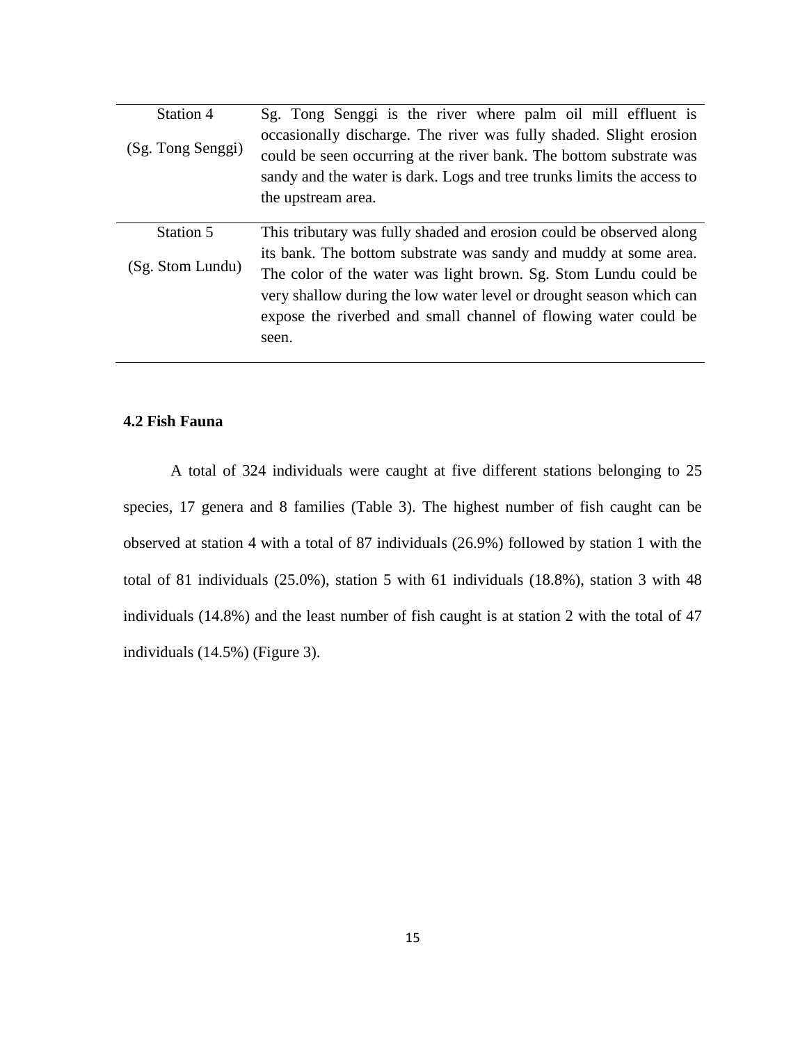| | |
|---|---|
| Station 4 (Sg. Tong Senggi) | Sg. Tong Senggi is the river where palm oil mill effluent is occasionally discharge. The river was fully shaded. Slight erosion could be seen occurring at the river bank. The bottom substrate was sandy and the water is dark. Logs and tree trunks limits the access to the upstream area. |
| Station 5 (Sg. Stom Lundu) | This tributary was fully shaded and erosion could be observed along its bank. The bottom substrate was sandy and muddy at some area. The color of the water was light brown. Sg. Stom Lundu could be very shallow during the low water level or drought season which can expose the riverbed and small channel of flowing water could be seen. |

### 4.2 Fish Fauna

A total of 324 individuals were caught at five different stations belonging to 25 species, 17 genera and 8 families (Table 3). The highest number of fish caught can be observed at station 4 with a total of 87 individuals (26.9%) followed by station 1 with the total of 81 individuals (25.0%), station 5 with 61 individuals (18.8%), station 3 with 48 individuals (14.8%) and the least number of fish caught is at station 2 with the total of 47 individuals (14.5%) (Figure 3).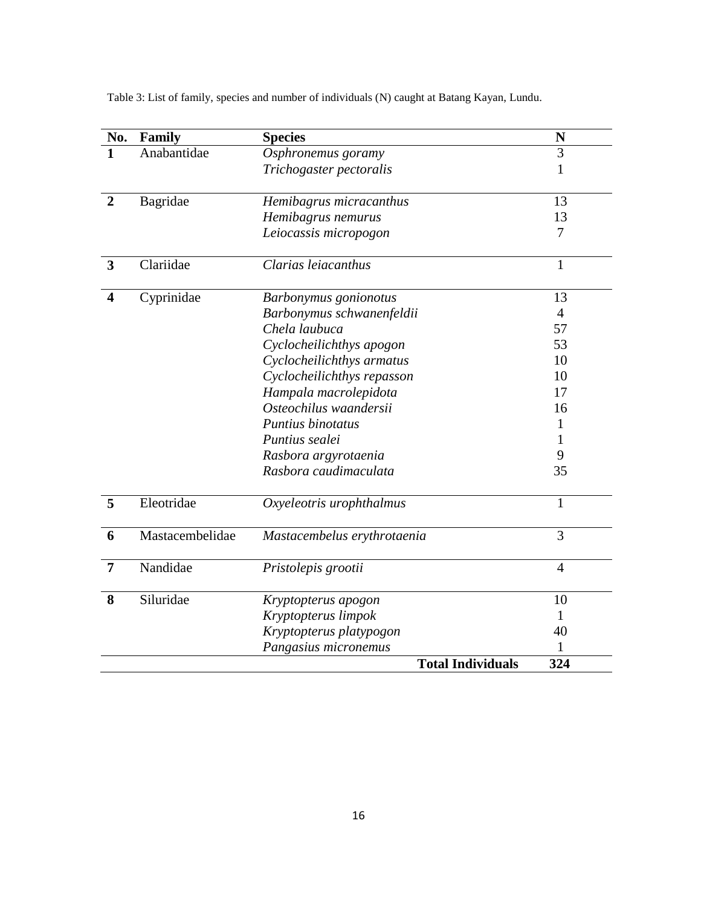Table 3: List of family, species and number of individuals (N) caught at Batang Kayan, Lundu.

| No. | Family | Species | N |
|---|---|---|---|
| **1** | Anabantidae | *Osphronemus goramy* | 3 |
| | | *Trichogaster pectoralis* | 1 |
| **2** | Bagridae | *Hemibagrus micracanthus* | 13 |
| | | *Hemibagrus nemurus* | 13 |
| | | *Leiocassis micropogon* | 7 |
| **3** | Clariidae | *Clarias leiacanthus* | 1 |
| **4** | Cyprinidae | *Barbonymus gonionotus* | 13 |
| | | *Barbonymus schwanenfeldii* | 4 |
| | | *Chela laubuca* | 57 |
| | | *Cyclocheilichthys apogon* | 53 |
| | | *Cyclocheilichthys armatus* | 10 |
| | | *Cyclocheilichthys repasson* | 10 |
| | | *Hampala macrolepidota* | 17 |
| | | *Osteochilus waandersii* | 16 |
| | | *Puntius binotatus* | 1 |
| | | *Puntius sealei* | 1 |
| | | *Rasbora argyrotaenia* | 9 |
| | | *Rasbora caudimaculata* | 35 |
| **5** | Eleotridae | *Oxyeleotris urophthalmus* | 1 |
| **6** | Mastacembelidae | *Mastacembelus erythrotaenia* | 3 |
| **7** | Nandidae | *Pristolepis grootii* | 4 |
| **8** | Siluridae | *Kryptopterus apogon* | 10 |
| | | *Kryptopterus limpok* | 1 |
| | | *Kryptopterus platypogon* | 40 |
| | | *Pangasius micronemus* | 1 |
| | | **Total Individuals** | **324** |